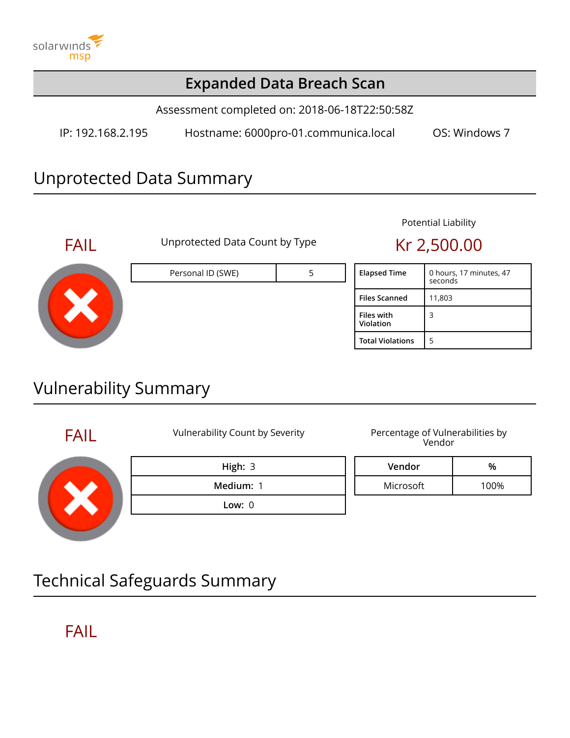solarwinds msp

# Expanded Data Breach Scan

Assessment completed on: 2018-06-18T22:50:58Z

IP: 192.168.2.195    Hostname: 6000pro-01.communica.local    OS: Windows 7

## Unprotected Data Summary

FAIL

Unprotected Data Count by Type

| Personal ID (SWE) | 5 |
|---|---|

Potential Liability

Kr 2,500.00

| Elapsed Time | 0 hours, 17 minutes, 47 seconds |
|---|---|
| Files Scanned | 11,803 |
| Files with Violation | 3 |
| Total Violations | 5 |

## Vulnerability Summary

FAIL

Vulnerability Count by Severity

| High: 3 |
|---|
| Medium: 1 |
| Low: 0 |

Percentage of Vulnerabilities by Vendor

| Vendor | % |
|---|---|
| Microsoft | 100% |

## Technical Safeguards Summary

FAIL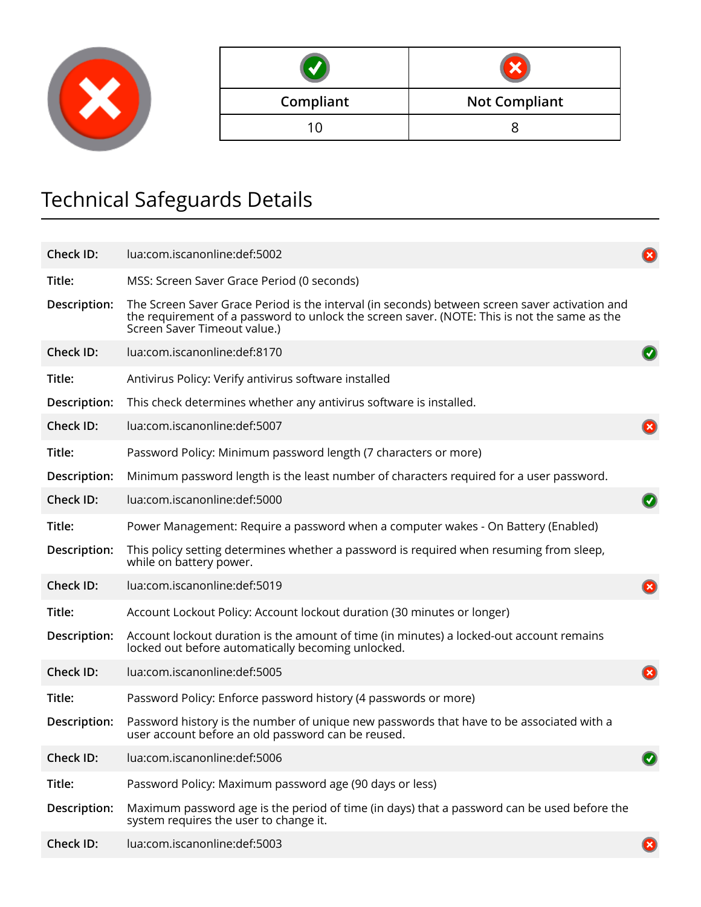| Compliant | Not Compliant |
|---|---|
| 10 | 8 |

# Technical Safeguards Details

| | | |
|---|---|---|
| **Check ID:** | lua:com.iscanonline:def:5002 | Not Compliant |
| **Title:** | MSS: Screen Saver Grace Period (0 seconds) | |
| **Description:** | The Screen Saver Grace Period is the interval (in seconds) between screen saver activation and the requirement of a password to unlock the screen saver. (NOTE: This is not the same as the Screen Saver Timeout value.) | |
| **Check ID:** | lua:com.iscanonline:def:8170 | Compliant |
| **Title:** | Antivirus Policy: Verify antivirus software installed | |
| **Description:** | This check determines whether any antivirus software is installed. | |
| **Check ID:** | lua:com.iscanonline:def:5007 | Not Compliant |
| **Title:** | Password Policy: Minimum password length (7 characters or more) | |
| **Description:** | Minimum password length is the least number of characters required for a user password. | |
| **Check ID:** | lua:com.iscanonline:def:5000 | Compliant |
| **Title:** | Power Management: Require a password when a computer wakes - On Battery (Enabled) | |
| **Description:** | This policy setting determines whether a password is required when resuming from sleep, while on battery power. | |
| **Check ID:** | lua:com.iscanonline:def:5019 | Not Compliant |
| **Title:** | Account Lockout Policy: Account lockout duration (30 minutes or longer) | |
| **Description:** | Account lockout duration is the amount of time (in minutes) a locked-out account remains locked out before automatically becoming unlocked. | |
| **Check ID:** | lua:com.iscanonline:def:5005 | Not Compliant |
| **Title:** | Password Policy: Enforce password history (4 passwords or more) | |
| **Description:** | Password history is the number of unique new passwords that have to be associated with a user account before an old password can be reused. | |
| **Check ID:** | lua:com.iscanonline:def:5006 | Compliant |
| **Title:** | Password Policy: Maximum password age (90 days or less) | |
| **Description:** | Maximum password age is the period of time (in days) that a password can be used before the system requires the user to change it. | |
| **Check ID:** | lua:com.iscanonline:def:5003 | Not Compliant |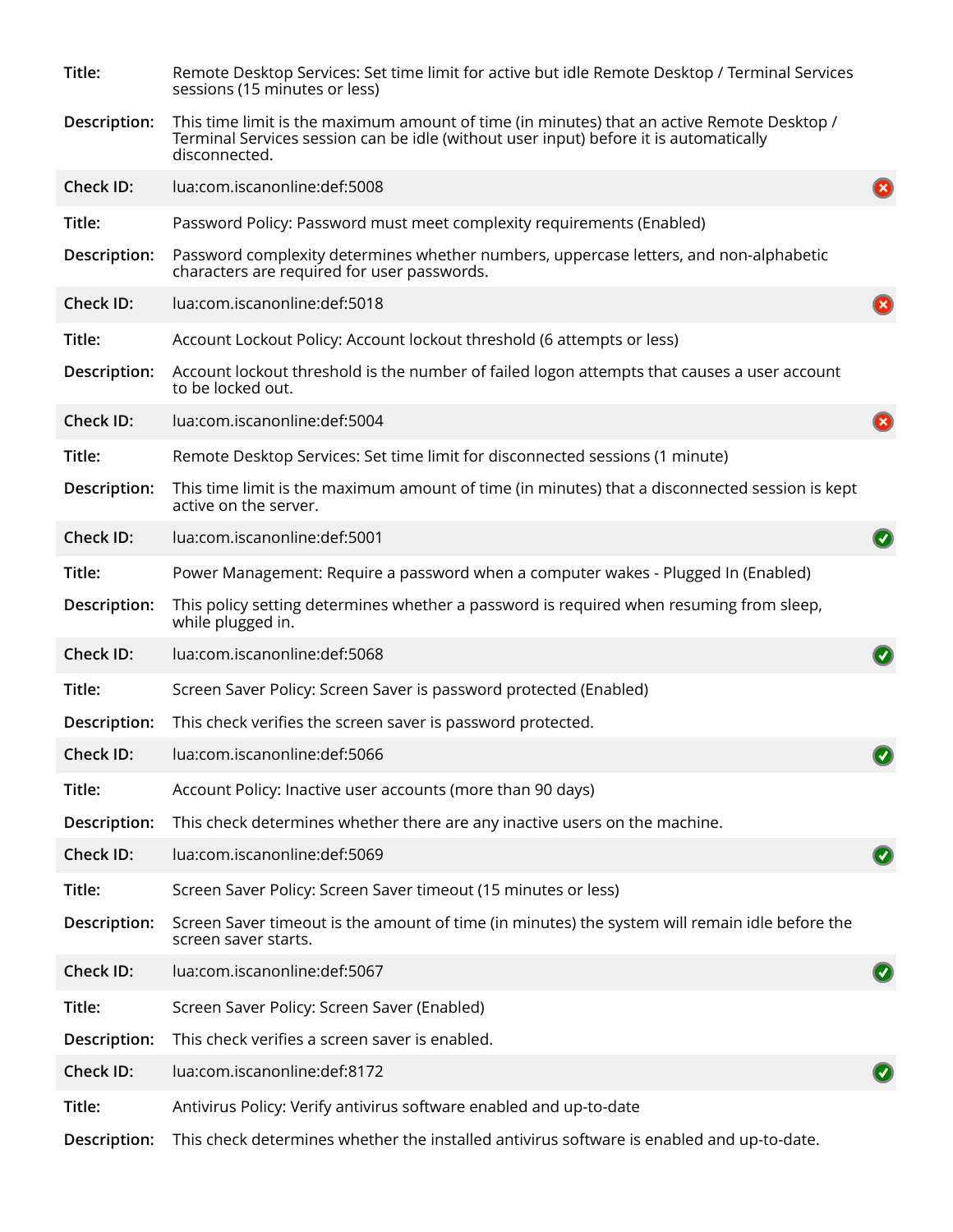| | | |
|---|---|---|
| **Title:** | Remote Desktop Services: Set time limit for active but idle Remote Desktop / Terminal Services sessions (15 minutes or less) | |
| **Description:** | This time limit is the maximum amount of time (in minutes) that an active Remote Desktop / Terminal Services session can be idle (without user input) before it is automatically disconnected. | |
| **Check ID:** | lua:com.iscanonline:def:5008 | ✗ |
| **Title:** | Password Policy: Password must meet complexity requirements (Enabled) | |
| **Description:** | Password complexity determines whether numbers, uppercase letters, and non-alphabetic characters are required for user passwords. | |
| **Check ID:** | lua:com.iscanonline:def:5018 | ✗ |
| **Title:** | Account Lockout Policy: Account lockout threshold (6 attempts or less) | |
| **Description:** | Account lockout threshold is the number of failed logon attempts that causes a user account to be locked out. | |
| **Check ID:** | lua:com.iscanonline:def:5004 | ✗ |
| **Title:** | Remote Desktop Services: Set time limit for disconnected sessions (1 minute) | |
| **Description:** | This time limit is the maximum amount of time (in minutes) that a disconnected session is kept active on the server. | |
| **Check ID:** | lua:com.iscanonline:def:5001 | ✓ |
| **Title:** | Power Management: Require a password when a computer wakes - Plugged In (Enabled) | |
| **Description:** | This policy setting determines whether a password is required when resuming from sleep, while plugged in. | |
| **Check ID:** | lua:com.iscanonline:def:5068 | ✓ |
| **Title:** | Screen Saver Policy: Screen Saver is password protected (Enabled) | |
| **Description:** | This check verifies the screen saver is password protected. | |
| **Check ID:** | lua:com.iscanonline:def:5066 | ✓ |
| **Title:** | Account Policy: Inactive user accounts (more than 90 days) | |
| **Description:** | This check determines whether there are any inactive users on the machine. | |
| **Check ID:** | lua:com.iscanonline:def:5069 | ✓ |
| **Title:** | Screen Saver Policy: Screen Saver timeout (15 minutes or less) | |
| **Description:** | Screen Saver timeout is the amount of time (in minutes) the system will remain idle before the screen saver starts. | |
| **Check ID:** | lua:com.iscanonline:def:5067 | ✓ |
| **Title:** | Screen Saver Policy: Screen Saver (Enabled) | |
| **Description:** | This check verifies a screen saver is enabled. | |
| **Check ID:** | lua:com.iscanonline:def:8172 | ✓ |
| **Title:** | Antivirus Policy: Verify antivirus software enabled and up-to-date | |
| **Description:** | This check determines whether the installed antivirus software is enabled and up-to-date. | |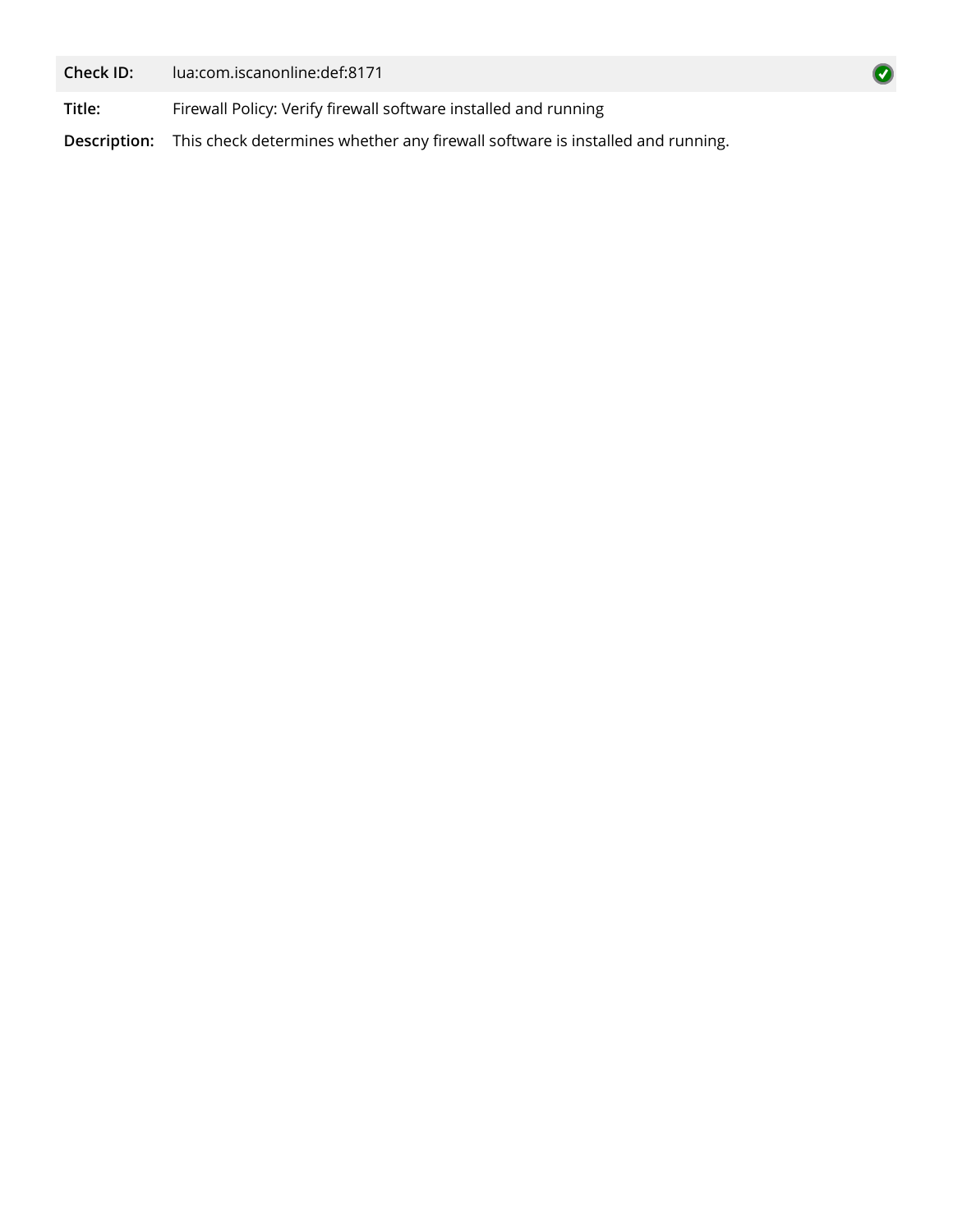| | |
|---|---|
| **Check ID:** | lua:com.iscanonline:def:8171 |
| **Title:** | Firewall Policy: Verify firewall software installed and running |
| **Description:** | This check determines whether any firewall software is installed and running. |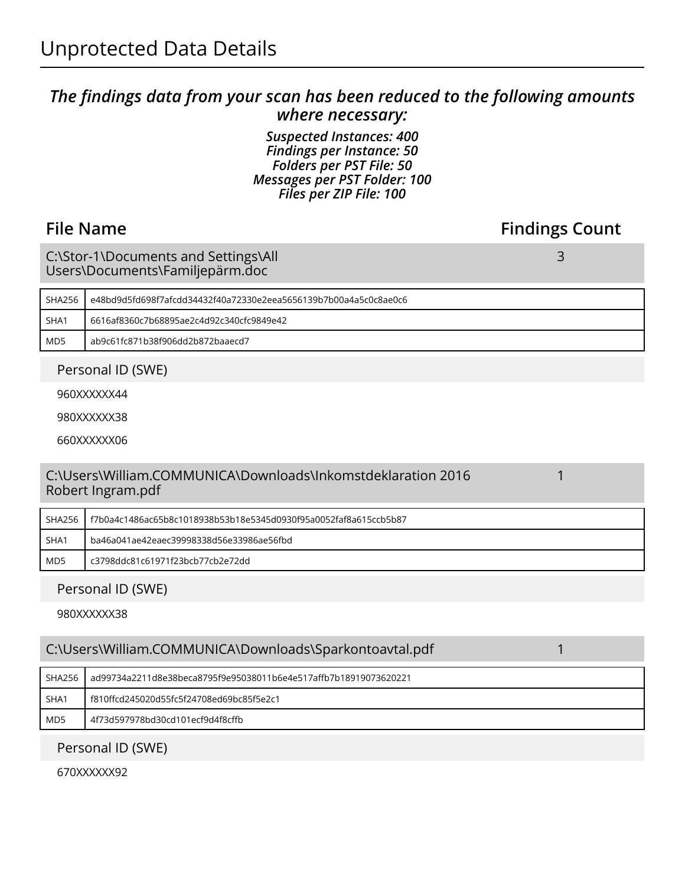# Unprotected Data Details

***The findings data from your scan has been reduced to the following amounts where necessary:***

***Suspected Instances: 400***
***Findings per Instance: 50***
***Folders per PST File: 50***
***Messages per PST Folder: 100***
***Files per ZIP File: 100***

| File Name | Findings Count |
|---|---|
| C:\Stor-1\Documents and Settings\All Users\Documents\Familjepärm.doc | 3 |

| | |
|---|---|
| SHA256 | e48bd9d5fd698f7afcdd34432f40a72330e2eea5656139b7b00a4a5c0c8ae0c6 |
| SHA1 | 6616af8360c7b68895ae2c4d92c340cfc9849e42 |
| MD5 | ab9c61fc871b38f906dd2b872baaecd7 |

Personal ID (SWE)

960XXXXXX44

980XXXXXX38

660XXXXXX06

| File Name | Findings Count |
|---|---|
| C:\Users\William.COMMUNICA\Downloads\Inkomstdeklaration 2016 Robert Ingram.pdf | 1 |

| | |
|---|---|
| SHA256 | f7b0a4c1486ac65b8c1018938b53b18e5345d0930f95a0052faf8a615ccb5b87 |
| SHA1 | ba46a041ae42eaec39998338d56e33986ae56fbd |
| MD5 | c3798ddc81c61971f23bcb77cb2e72dd |

Personal ID (SWE)

980XXXXXX38

| File Name | Findings Count |
|---|---|
| C:\Users\William.COMMUNICA\Downloads\Sparkontoavtal.pdf | 1 |

| | |
|---|---|
| SHA256 | ad99734a2211d8e38beca8795f9e95038011b6e4e517affb7b18919073620221 |
| SHA1 | f810ffcd245020d55fc5f24708ed69bc85f5e2c1 |
| MD5 | 4f73d597978bd30cd101ecf9d4f8cffb |

Personal ID (SWE)

670XXXXXX92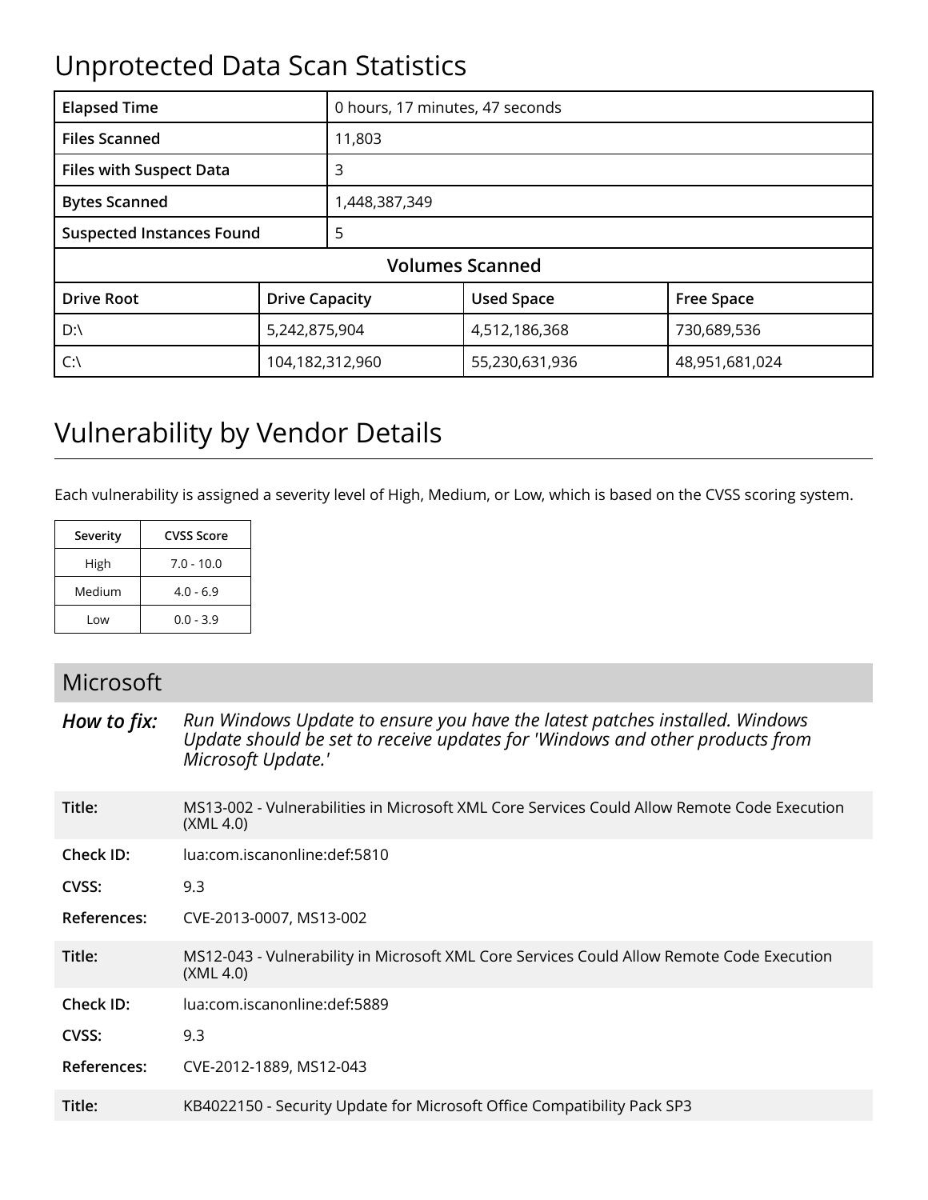## Unprotected Data Scan Statistics

| | | | |
|---|---|---|---|
| **Elapsed Time** | 0 hours, 17 minutes, 47 seconds | | |
| **Files Scanned** | 11,803 | | |
| **Files with Suspect Data** | 3 | | |
| **Bytes Scanned** | 1,448,387,349 | | |
| **Suspected Instances Found** | 5 | | |
| **Volumes Scanned** | | | |
| **Drive Root** | **Drive Capacity** | **Used Space** | **Free Space** |
| D:\ | 5,242,875,904 | 4,512,186,368 | 730,689,536 |
| C:\ | 104,182,312,960 | 55,230,631,936 | 48,951,681,024 |

## Vulnerability by Vendor Details

Each vulnerability is assigned a severity level of High, Medium, or Low, which is based on the CVSS scoring system.

| Severity | CVSS Score |
|---|---|
| High | 7.0 - 10.0 |
| Medium | 4.0 - 6.9 |
| Low | 0.0 - 3.9 |

### Microsoft

***How to fix:*** *Run Windows Update to ensure you have the latest patches installed. Windows Update should be set to receive updates for 'Windows and other products from Microsoft Update.'*

| | |
|---|---|
| **Title:** | MS13-002 - Vulnerabilities in Microsoft XML Core Services Could Allow Remote Code Execution (XML 4.0) |
| **Check ID:** | lua:com.iscanonline:def:5810 |
| **CVSS:** | 9.3 |
| **References:** | CVE-2013-0007, MS13-002 |

| | |
|---|---|
| **Title:** | MS12-043 - Vulnerability in Microsoft XML Core Services Could Allow Remote Code Execution (XML 4.0) |
| **Check ID:** | lua:com.iscanonline:def:5889 |
| **CVSS:** | 9.3 |
| **References:** | CVE-2012-1889, MS12-043 |

| | |
|---|---|
| **Title:** | KB4022150 - Security Update for Microsoft Office Compatibility Pack SP3 |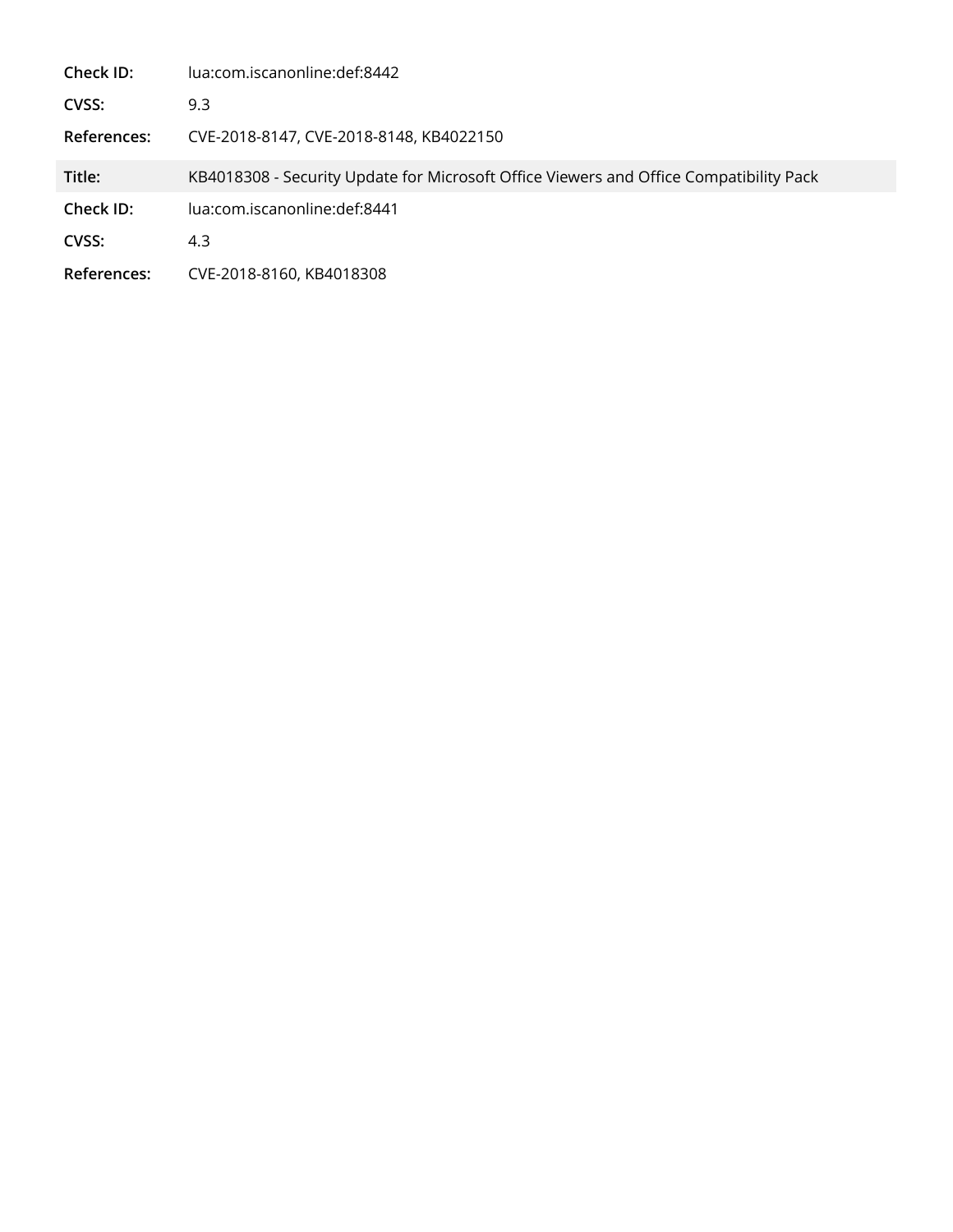| | |
|---|---|
| **Check ID:** | lua:com.iscanonline:def:8442 |
| **CVSS:** | 9.3 |
| **References:** | CVE-2018-8147, CVE-2018-8148, KB4022150 |

| | |
|---|---|
| **Title:** | KB4018308 - Security Update for Microsoft Office Viewers and Office Compatibility Pack |
| **Check ID:** | lua:com.iscanonline:def:8441 |
| **CVSS:** | 4.3 |
| **References:** | CVE-2018-8160, KB4018308 |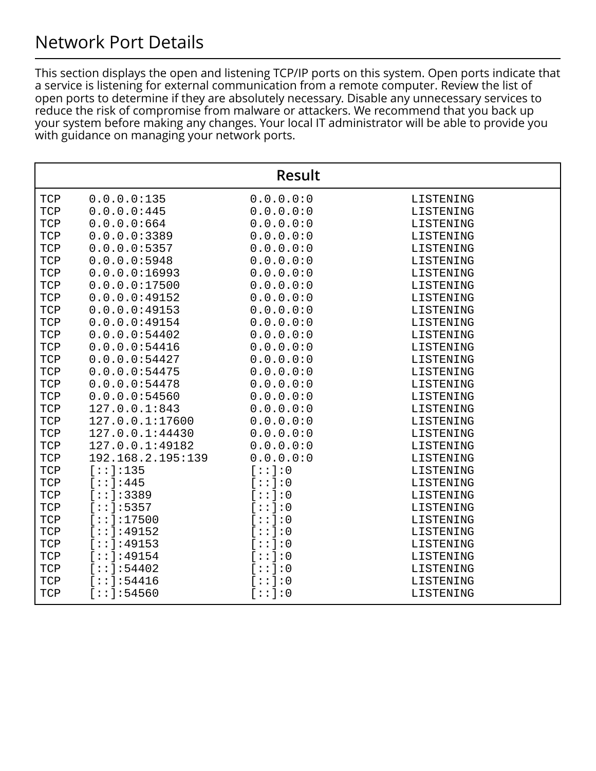# Network Port Details

This section displays the open and listening TCP/IP ports on this system. Open ports indicate that a service is listening for external communication from a remote computer. Review the list of open ports to determine if they are absolutely necessary. Disable any unnecessary services to reduce the risk of compromise from malware or attackers. We recommend that you back up your system before making any changes. Your local IT administrator will be able to provide you with guidance on managing your network ports.

| Result | | | |
| --- | --- | --- | --- |
| TCP | 0.0.0.0:135 | 0.0.0.0:0 | LISTENING |
| TCP | 0.0.0.0:445 | 0.0.0.0:0 | LISTENING |
| TCP | 0.0.0.0:664 | 0.0.0.0:0 | LISTENING |
| TCP | 0.0.0.0:3389 | 0.0.0.0:0 | LISTENING |
| TCP | 0.0.0.0:5357 | 0.0.0.0:0 | LISTENING |
| TCP | 0.0.0.0:5948 | 0.0.0.0:0 | LISTENING |
| TCP | 0.0.0.0:16993 | 0.0.0.0:0 | LISTENING |
| TCP | 0.0.0.0:17500 | 0.0.0.0:0 | LISTENING |
| TCP | 0.0.0.0:49152 | 0.0.0.0:0 | LISTENING |
| TCP | 0.0.0.0:49153 | 0.0.0.0:0 | LISTENING |
| TCP | 0.0.0.0:49154 | 0.0.0.0:0 | LISTENING |
| TCP | 0.0.0.0:54402 | 0.0.0.0:0 | LISTENING |
| TCP | 0.0.0.0:54416 | 0.0.0.0:0 | LISTENING |
| TCP | 0.0.0.0:54427 | 0.0.0.0:0 | LISTENING |
| TCP | 0.0.0.0:54475 | 0.0.0.0:0 | LISTENING |
| TCP | 0.0.0.0:54478 | 0.0.0.0:0 | LISTENING |
| TCP | 0.0.0.0:54560 | 0.0.0.0:0 | LISTENING |
| TCP | 127.0.0.1:843 | 0.0.0.0:0 | LISTENING |
| TCP | 127.0.0.1:17600 | 0.0.0.0:0 | LISTENING |
| TCP | 127.0.0.1:44430 | 0.0.0.0:0 | LISTENING |
| TCP | 127.0.0.1:49182 | 0.0.0.0:0 | LISTENING |
| TCP | 192.168.2.195:139 | 0.0.0.0:0 | LISTENING |
| TCP | [::]:135 | [::]:0 | LISTENING |
| TCP | [::]:445 | [::]:0 | LISTENING |
| TCP | [::]:3389 | [::]:0 | LISTENING |
| TCP | [::]:5357 | [::]:0 | LISTENING |
| TCP | [::]:17500 | [::]:0 | LISTENING |
| TCP | [::]:49152 | [::]:0 | LISTENING |
| TCP | [::]:49153 | [::]:0 | LISTENING |
| TCP | [::]:49154 | [::]:0 | LISTENING |
| TCP | [::]:54402 | [::]:0 | LISTENING |
| TCP | [::]:54416 | [::]:0 | LISTENING |
| TCP | [::]:54560 | [::]:0 | LISTENING |